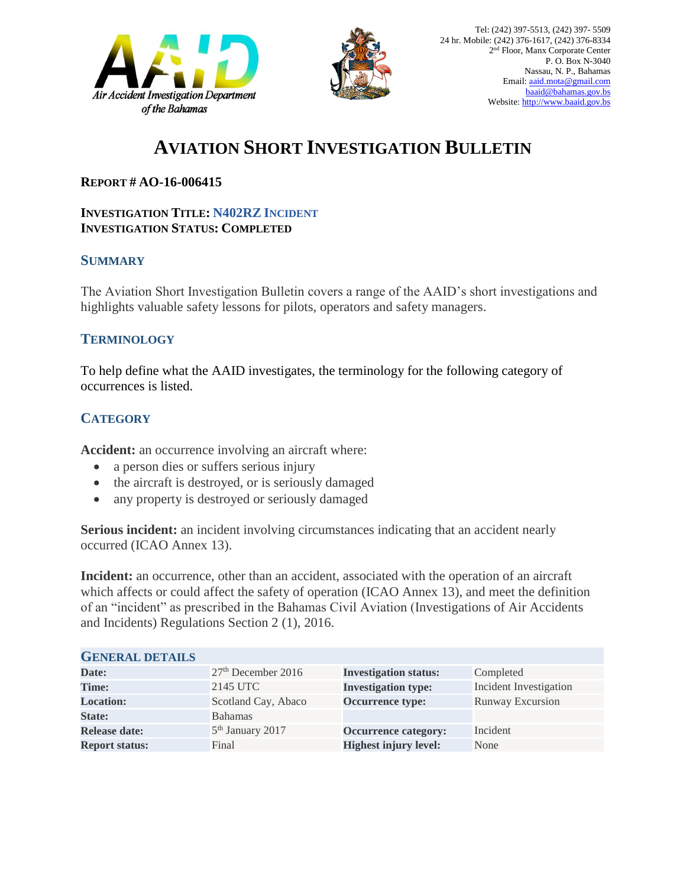Tel: (242) 397-5513, (242) 397- 5509
24 hr. Mobile: (242) 376-1617, (242) 376-8334
2nd Floor, Manx Corporate Center
P. O. Box N-3040
Nassau, N. P., Bahamas
Email: aaid.mota@gmail.com
baaid@bahamas.gov.bs
Website: http://www.baaid.gov.bs

Air Accident Investigation Department of the Bahamas

# AVIATION SHORT INVESTIGATION BULLETIN

**REPORT # AO-16-006415**

**INVESTIGATION TITLE: N402RZ INCIDENT**
**INVESTIGATION STATUS: COMPLETED**

## SUMMARY

The Aviation Short Investigation Bulletin covers a range of the AAID's short investigations and highlights valuable safety lessons for pilots, operators and safety managers.

## TERMINOLOGY

To help define what the AAID investigates, the terminology for the following category of occurrences is listed.

## CATEGORY

**Accident:** an occurrence involving an aircraft where:

- a person dies or suffers serious injury
- the aircraft is destroyed, or is seriously damaged
- any property is destroyed or seriously damaged

**Serious incident:** an incident involving circumstances indicating that an accident nearly occurred (ICAO Annex 13).

**Incident:** an occurrence, other than an accident, associated with the operation of an aircraft which affects or could affect the safety of operation (ICAO Annex 13), and meet the definition of an "incident" as prescribed in the Bahamas Civil Aviation (Investigations of Air Accidents and Incidents) Regulations Section 2 (1), 2016.

## GENERAL DETAILS

| | | | |
|---|---|---|---|
| **Date:** | 27th December 2016 | **Investigation status:** | Completed |
| **Time:** | 2145 UTC | **Investigation type:** | Incident Investigation |
| **Location:** | Scotland Cay, Abaco | **Occurrence type:** | Runway Excursion |
| **State:** | Bahamas | | |
| **Release date:** | 5th January 2017 | **Occurrence category:** | Incident |
| **Report status:** | Final | **Highest injury level:** | None |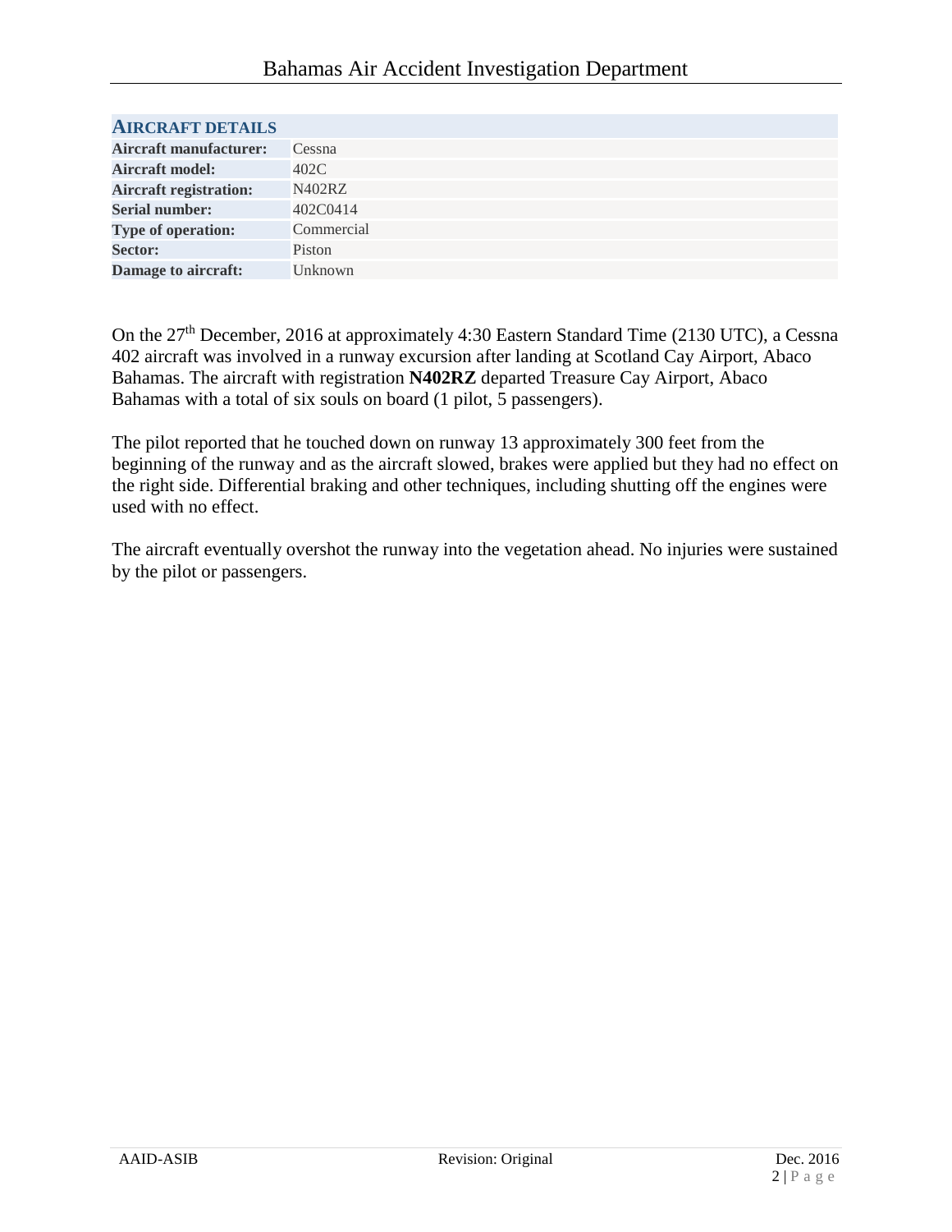## AIRCRAFT DETAILS

| | |
|---|---|
| **Aircraft manufacturer:** | Cessna |
| **Aircraft model:** | 402C |
| **Aircraft registration:** | N402RZ |
| **Serial number:** | 402C0414 |
| **Type of operation:** | Commercial |
| **Sector:** | Piston |
| **Damage to aircraft:** | Unknown |

On the 27th December, 2016 at approximately 4:30 Eastern Standard Time (2130 UTC), a Cessna 402 aircraft was involved in a runway excursion after landing at Scotland Cay Airport, Abaco Bahamas. The aircraft with registration **N402RZ** departed Treasure Cay Airport, Abaco Bahamas with a total of six souls on board (1 pilot, 5 passengers).

The pilot reported that he touched down on runway 13 approximately 300 feet from the beginning of the runway and as the aircraft slowed, brakes were applied but they had no effect on the right side. Differential braking and other techniques, including shutting off the engines were used with no effect.

The aircraft eventually overshot the runway into the vegetation ahead. No injuries were sustained by the pilot or passengers.